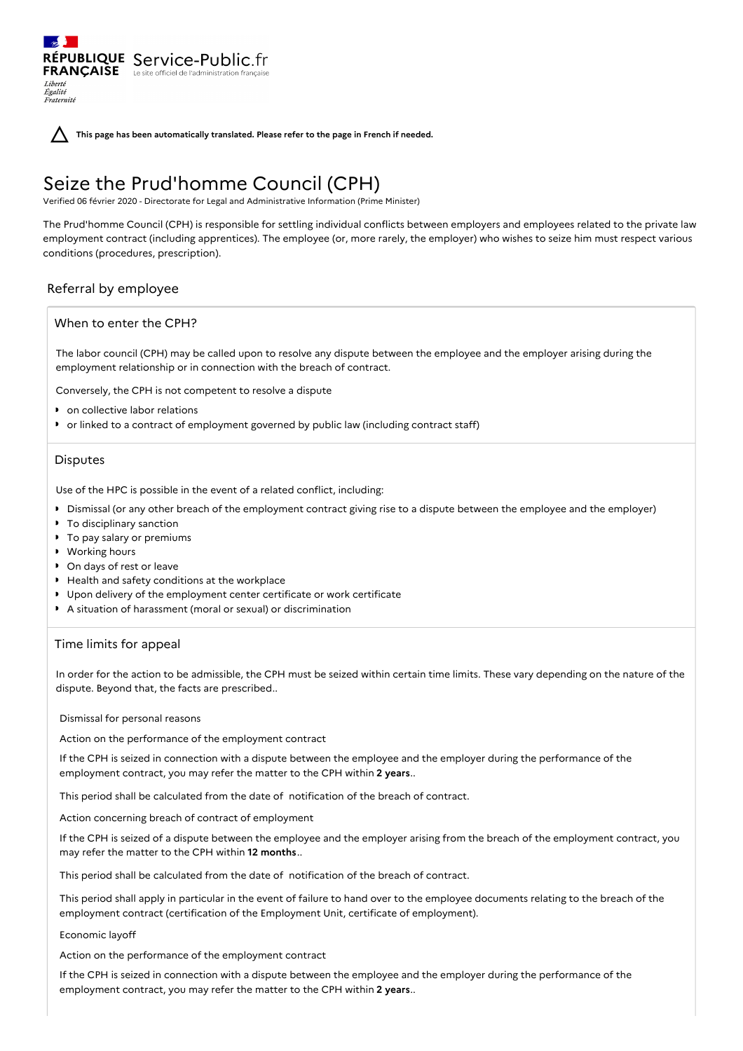RÉPUBLIQUE FRANÇAISE Service-Public.fr
Le site officiel de l'administration française

*Liberté*
*Égalité*
*Fraternité*

**This page has been automatically translated. Please refer to the page in French if needed.**

# Seize the Prud'homme Council (CPH)

Verified 06 février 2020 - Directorate for Legal and Administrative Information (Prime Minister)

The Prud'homme Council (CPH) is responsible for settling individual conflicts between employers and employees related to the private law employment contract (including apprentices). The employee (or, more rarely, the employer) who wishes to seize him must respect various conditions (procedures, prescription).

## Referral by employee

### When to enter the CPH?

The labor council (CPH) may be called upon to resolve any dispute between the employee and the employer arising during the employment relationship or in connection with the breach of contract.

Conversely, the CPH is not competent to resolve a dispute

- on collective labor relations
- or linked to a contract of employment governed by public law (including contract staff)

### Disputes

Use of the HPC is possible in the event of a related conflict, including:

- Dismissal (or any other breach of the employment contract giving rise to a dispute between the employee and the employer)
- To disciplinary sanction
- To pay salary or premiums
- Working hours
- On days of rest or leave
- Health and safety conditions at the workplace
- Upon delivery of the employment center certificate or work certificate
- A situation of harassment (moral or sexual) or discrimination

### Time limits for appeal

In order for the action to be admissible, the CPH must be seized within certain time limits. These vary depending on the nature of the dispute. Beyond that, the facts are prescribed..

Dismissal for personal reasons

Action on the performance of the employment contract

If the CPH is seized in connection with a dispute between the employee and the employer during the performance of the employment contract, you may refer the matter to the CPH within **2 years**..

This period shall be calculated from the date of notification of the breach of contract.

Action concerning breach of contract of employment

If the CPH is seized of a dispute between the employee and the employer arising from the breach of the employment contract, you may refer the matter to the CPH within **12 months**..

This period shall be calculated from the date of notification of the breach of contract.

This period shall apply in particular in the event of failure to hand over to the employee documents relating to the breach of the employment contract (certification of the Employment Unit, certificate of employment).

Economic layoff

Action on the performance of the employment contract

If the CPH is seized in connection with a dispute between the employee and the employer during the performance of the employment contract, you may refer the matter to the CPH within **2 years**..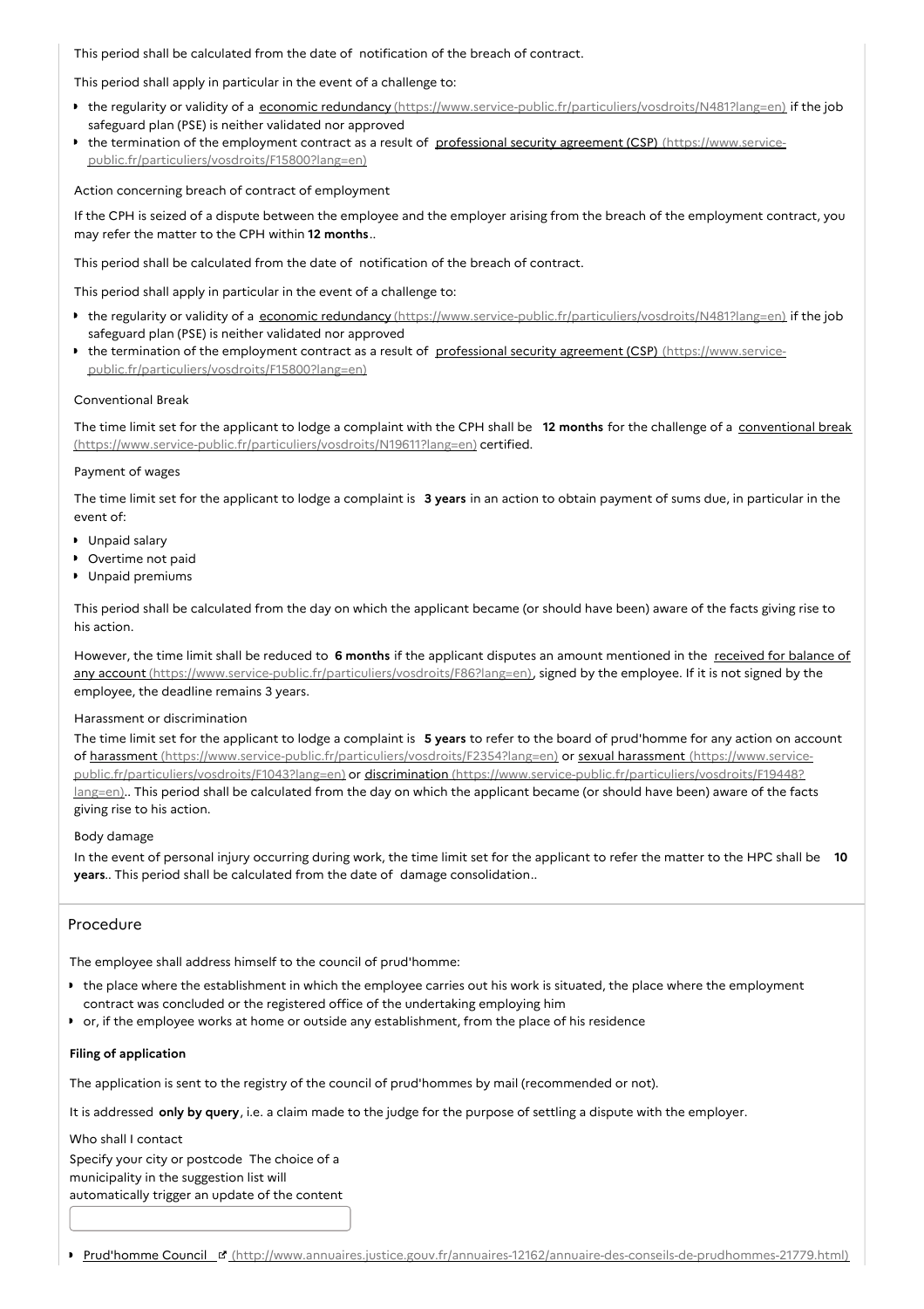This period shall be calculated from the date of notification of the breach of contract.

This period shall apply in particular in the event of a challenge to:

- the regularity or validity of a economic redundancy (https://www.service-public.fr/particuliers/vosdroits/N481?lang=en) if the job safeguard plan (PSE) is neither validated nor approved
- the termination of the employment contract as a result of professional security agreement (CSP) (https://www.service-public.fr/particuliers/vosdroits/F15800?lang=en)

Action concerning breach of contract of employment

If the CPH is seized of a dispute between the employee and the employer arising from the breach of the employment contract, you may refer the matter to the CPH within **12 months**..

This period shall be calculated from the date of notification of the breach of contract.

This period shall apply in particular in the event of a challenge to:

- the regularity or validity of a economic redundancy (https://www.service-public.fr/particuliers/vosdroits/N481?lang=en) if the job safeguard plan (PSE) is neither validated nor approved
- the termination of the employment contract as a result of professional security agreement (CSP) (https://www.service-public.fr/particuliers/vosdroits/F15800?lang=en)

Conventional Break

The time limit set for the applicant to lodge a complaint with the CPH shall be **12 months** for the challenge of a conventional break (https://www.service-public.fr/particuliers/vosdroits/N19611?lang=en) certified.

Payment of wages

The time limit set for the applicant to lodge a complaint is **3 years** in an action to obtain payment of sums due, in particular in the event of:

- Unpaid salary
- Overtime not paid
- Unpaid premiums

This period shall be calculated from the day on which the applicant became (or should have been) aware of the facts giving rise to his action.

However, the time limit shall be reduced to **6 months** if the applicant disputes an amount mentioned in the received for balance of any account (https://www.service-public.fr/particuliers/vosdroits/F86?lang=en), signed by the employee. If it is not signed by the employee, the deadline remains 3 years.

Harassment or discrimination

The time limit set for the applicant to lodge a complaint is **5 years** to refer to the board of prud'homme for any action on account of harassment (https://www.service-public.fr/particuliers/vosdroits/F2354?lang=en) or sexual harassment (https://www.service-public.fr/particuliers/vosdroits/F1043?lang=en) or discrimination (https://www.service-public.fr/particuliers/vosdroits/F19448?lang=en).. This period shall be calculated from the day on which the applicant became (or should have been) aware of the facts giving rise to his action.

Body damage

In the event of personal injury occurring during work, the time limit set for the applicant to refer the matter to the HPC shall be **10 years**.. This period shall be calculated from the date of damage consolidation..

## Procedure

The employee shall address himself to the council of prud'homme:

- the place where the establishment in which the employee carries out his work is situated, the place where the employment contract was concluded or the registered office of the undertaking employing him
- or, if the employee works at home or outside any establishment, from the place of his residence

**Filing of application**

The application is sent to the registry of the council of prud'hommes by mail (recommended or not).

It is addressed **only by query**, i.e. a claim made to the judge for the purpose of settling a dispute with the employer.

Who shall I contact

Specify your city or postcode The choice of a municipality in the suggestion list will automatically trigger an update of the content

- Prud'homme Council (http://www.annuaires.justice.gouv.fr/annuaires-12162/annuaire-des-conseils-de-prudhommes-21779.html)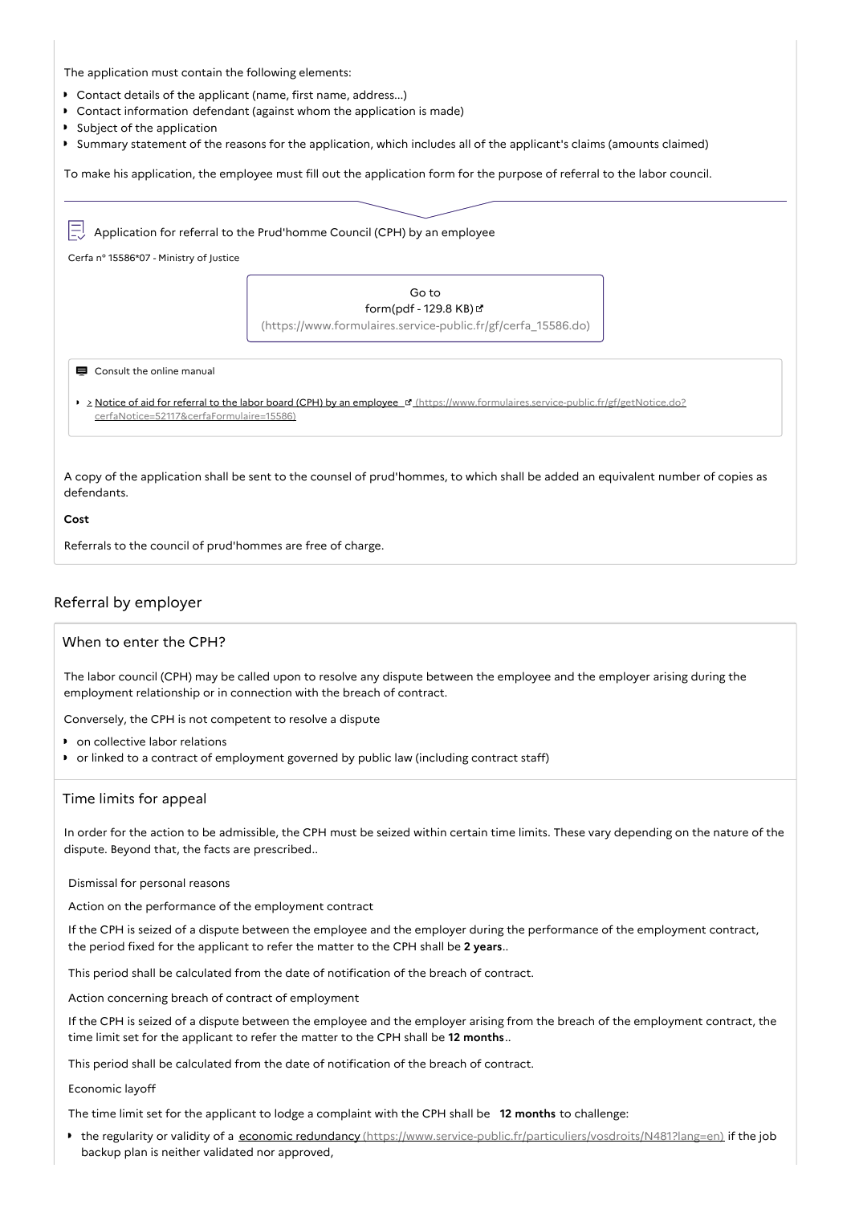The application must contain the following elements:

- Contact details of the applicant (name, first name, address...)
- Contact information defendant (against whom the application is made)
- Subject of the application
- Summary statement of the reasons for the application, which includes all of the applicant's claims (amounts claimed)

To make his application, the employee must fill out the application form for the purpose of referral to the labor council.

Application for referral to the Prud'homme Council (CPH) by an employee

Cerfa n° 15586*07 - Ministry of Justice

Go to form(pdf - 129.8 KB) (https://www.formulaires.service-public.fr/gf/cerfa_15586.do)

Consult the online manual

- > Notice of aid for referral to the labor board (CPH) by an employee (https://www.formulaires.service-public.fr/gf/getNotice.do?cerfaNotice=52117&cerfaFormulaire=15586)

A copy of the application shall be sent to the counsel of prud'hommes, to which shall be added an equivalent number of copies as defendants.

**Cost**

Referrals to the council of prud'hommes are free of charge.

## Referral by employer

### When to enter the CPH?

The labor council (CPH) may be called upon to resolve any dispute between the employee and the employer arising during the employment relationship or in connection with the breach of contract.

Conversely, the CPH is not competent to resolve a dispute

- on collective labor relations
- or linked to a contract of employment governed by public law (including contract staff)

### Time limits for appeal

In order for the action to be admissible, the CPH must be seized within certain time limits. These vary depending on the nature of the dispute. Beyond that, the facts are prescribed..

Dismissal for personal reasons

Action on the performance of the employment contract

If the CPH is seized of a dispute between the employee and the employer during the performance of the employment contract, the period fixed for the applicant to refer the matter to the CPH shall be **2 years**..

This period shall be calculated from the date of notification of the breach of contract.

Action concerning breach of contract of employment

If the CPH is seized of a dispute between the employee and the employer arising from the breach of the employment contract, the time limit set for the applicant to refer the matter to the CPH shall be **12 months**..

This period shall be calculated from the date of notification of the breach of contract.

Economic layoff

The time limit set for the applicant to lodge a complaint with the CPH shall be **12 months** to challenge:

- the regularity or validity of a economic redundancy (https://www.service-public.fr/particuliers/vosdroits/N481?lang=en) if the job backup plan is neither validated nor approved,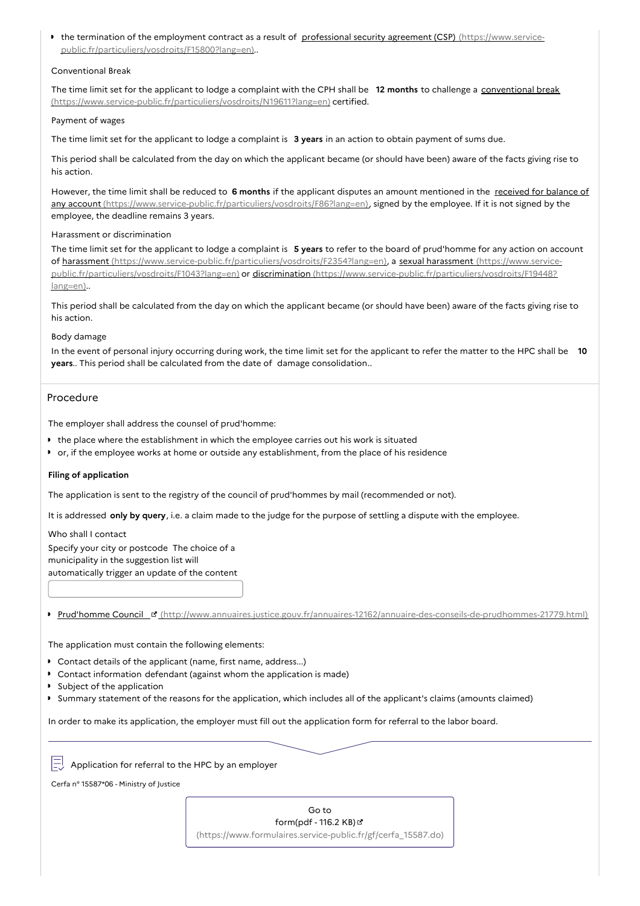- the termination of the employment contract as a result of [professional security agreement (CSP) (https://www.service-public.fr/particuliers/vosdroits/F15800?lang=en)](https://www.service-public.fr/particuliers/vosdroits/F15800?lang=en)..

Conventional Break

The time limit set for the applicant to lodge a complaint with the CPH shall be **12 months** to challenge a [conventional break (https://www.service-public.fr/particuliers/vosdroits/N19611?lang=en)](https://www.service-public.fr/particuliers/vosdroits/N19611?lang=en) certified.

Payment of wages

The time limit set for the applicant to lodge a complaint is **3 years** in an action to obtain payment of sums due.

This period shall be calculated from the day on which the applicant became (or should have been) aware of the facts giving rise to his action.

However, the time limit shall be reduced to **6 months** if the applicant disputes an amount mentioned in the [received for balance of any account (https://www.service-public.fr/particuliers/vosdroits/F86?lang=en)](https://www.service-public.fr/particuliers/vosdroits/F86?lang=en), signed by the employee. If it is not signed by the employee, the deadline remains 3 years.

Harassment or discrimination

The time limit set for the applicant to lodge a complaint is **5 years** to refer to the board of prud'homme for any action on account of [harassment (https://www.service-public.fr/particuliers/vosdroits/F2354?lang=en)](https://www.service-public.fr/particuliers/vosdroits/F2354?lang=en), a [sexual harassment (https://www.service-public.fr/particuliers/vosdroits/F1043?lang=en)](https://www.service-public.fr/particuliers/vosdroits/F1043?lang=en) or [discrimination (https://www.service-public.fr/particuliers/vosdroits/F19448?lang=en)](https://www.service-public.fr/particuliers/vosdroits/F19448?lang=en)..

This period shall be calculated from the day on which the applicant became (or should have been) aware of the facts giving rise to his action.

Body damage

In the event of personal injury occurring during work, the time limit set for the applicant to refer the matter to the HPC shall be **10 years**.. This period shall be calculated from the date of damage consolidation..

## Procedure

The employer shall address the counsel of prud'homme:

- the place where the establishment in which the employee carries out his work is situated
- or, if the employee works at home or outside any establishment, from the place of his residence

**Filing of application**

The application is sent to the registry of the council of prud'hommes by mail (recommended or not).

It is addressed **only by query**, i.e. a claim made to the judge for the purpose of settling a dispute with the employee.

Who shall I contact

Specify your city or postcode The choice of a municipality in the suggestion list will automatically trigger an update of the content

- [Prud'homme Council (http://www.annuaires.justice.gouv.fr/annuaires-12162/annuaire-des-conseils-de-prudhommes-21779.html)](http://www.annuaires.justice.gouv.fr/annuaires-12162/annuaire-des-conseils-de-prudhommes-21779.html)

The application must contain the following elements:

- Contact details of the applicant (name, first name, address...)
- Contact information defendant (against whom the application is made)
- Subject of the application
- Summary statement of the reasons for the application, which includes all of the applicant's claims (amounts claimed)

In order to make its application, the employer must fill out the application form for referral to the labor board.

Application for referral to the HPC by an employer

Cerfa n° 15587*06 - Ministry of Justice

[Go to form(pdf - 116.2 KB) (https://www.formulaires.service-public.fr/gf/cerfa_15587.do)](https://www.formulaires.service-public.fr/gf/cerfa_15587.do)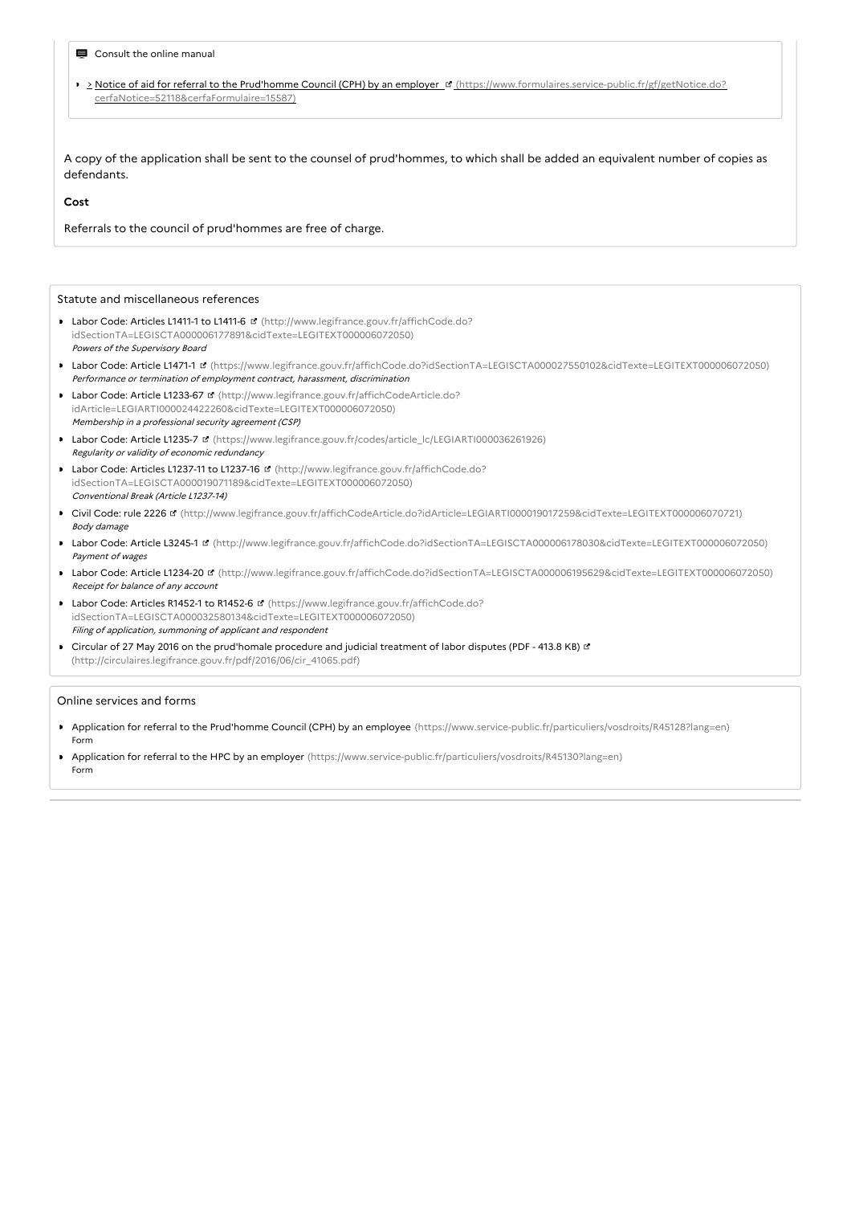Consult the online manual

- > [Notice of aid for referral to the Prud'homme Council (CPH) by an employer](https://www.formulaires.service-public.fr/gf/getNotice.do?cerfaNotice=52118&cerfaFormulaire=15587) (https://www.formulaires.service-public.fr/gf/getNotice.do?cerfaNotice=52118&cerfaFormulaire=15587)

A copy of the application shall be sent to the counsel of prud'hommes, to which shall be added an equivalent number of copies as defendants.

**Cost**

Referrals to the council of prud'hommes are free of charge.

## Statute and miscellaneous references

- Labor Code: Articles L1411-1 to L1411-6 (http://www.legifrance.gouv.fr/affichCode.do?idSectionTA=LEGISCTA000006177891&cidTexte=LEGITEXT000006072050)
  *Powers of the Supervisory Board*
- Labor Code: Article L1471-1 (https://www.legifrance.gouv.fr/affichCode.do?idSectionTA=LEGISCTA000027550102&cidTexte=LEGITEXT000006072050)
  *Performance or termination of employment contract, harassment, discrimination*
- Labor Code: Article L1233-67 (http://www.legifrance.gouv.fr/affichCodeArticle.do?idArticle=LEGIARTI000024422260&cidTexte=LEGITEXT000006072050)
  *Membership in a professional security agreement (CSP)*
- Labor Code: Article L1235-7 (https://www.legifrance.gouv.fr/codes/article_lc/LEGIARTI000036261926)
  *Regularity or validity of economic redundancy*
- Labor Code: Articles L1237-11 to L1237-16 (http://www.legifrance.gouv.fr/affichCode.do?idSectionTA=LEGISCTA000019071189&cidTexte=LEGITEXT000006072050)
  *Conventional Break (Article L1237-14)*
- Civil Code: rule 2226 (http://www.legifrance.gouv.fr/affichCodeArticle.do?idArticle=LEGIARTI000019017259&cidTexte=LEGITEXT000006070721)
  *Body damage*
- Labor Code: Article L3245-1 (http://www.legifrance.gouv.fr/affichCode.do?idSectionTA=LEGISCTA000006178030&cidTexte=LEGITEXT000006072050)
  *Payment of wages*
- Labor Code: Article L1234-20 (http://www.legifrance.gouv.fr/affichCode.do?idSectionTA=LEGISCTA000006195629&cidTexte=LEGITEXT000006072050)
  *Receipt for balance of any account*
- Labor Code: Articles R1452-1 to R1452-6 (https://www.legifrance.gouv.fr/affichCode.do?idSectionTA=LEGISCTA000032580134&cidTexte=LEGITEXT000006072050)
  *Filing of application, summoning of applicant and respondent*
- Circular of 27 May 2016 on the prud'homale procedure and judicial treatment of labor disputes (PDF - 413.8 KB) (http://circulaires.legifrance.gouv.fr/pdf/2016/06/cir_41065.pdf)

## Online services and forms

- Application for referral to the Prud'homme Council (CPH) by an employee (https://www.service-public.fr/particuliers/vosdroits/R45128?lang=en)
  Form
- Application for referral to the HPC by an employer (https://www.service-public.fr/particuliers/vosdroits/R45130?lang=en)
  Form